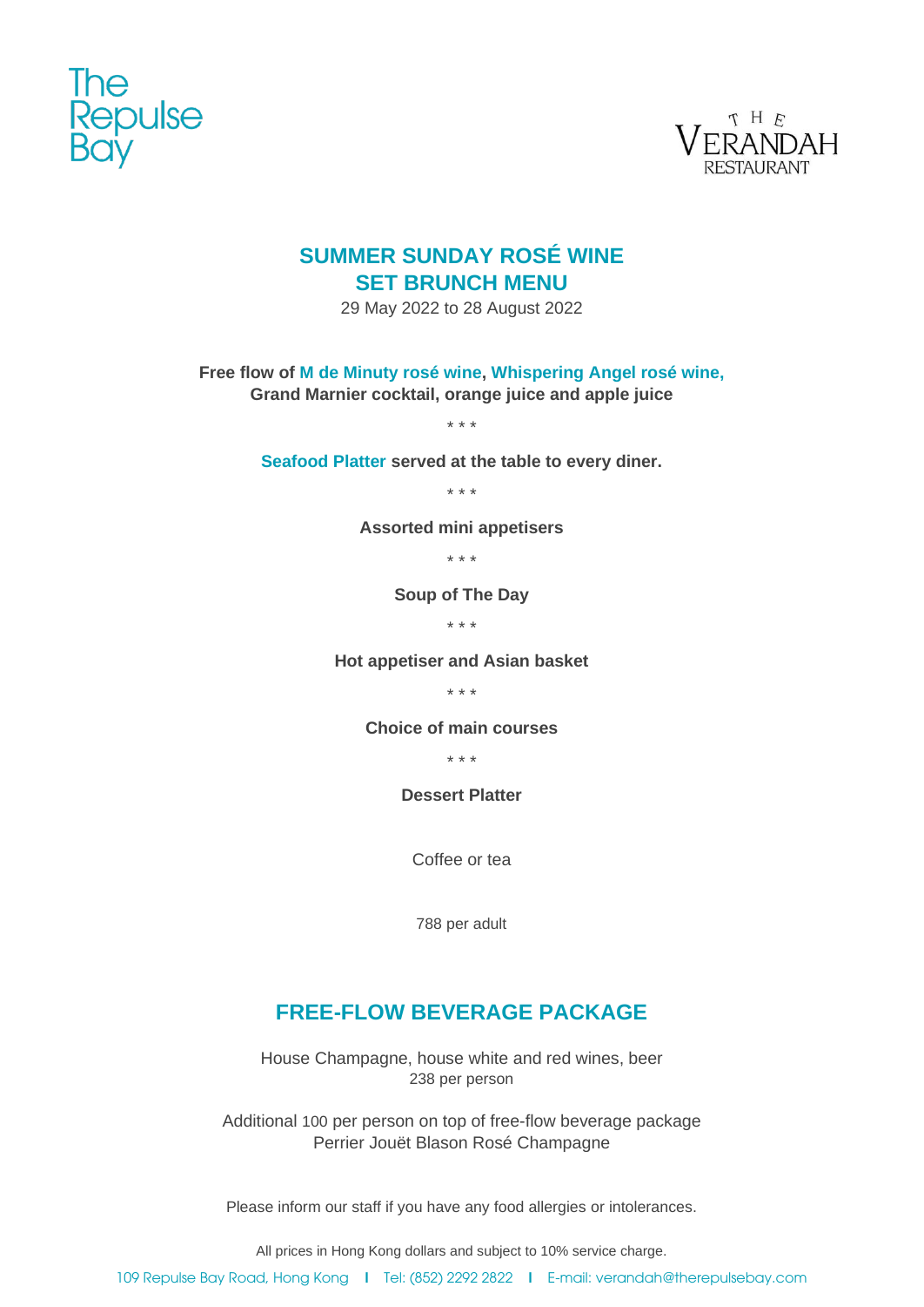The Repulse Bay

THE VERANDAH RESTAURANT

# SUMMER SUNDAY ROSÉ WINE SET BRUNCH MENU

29 May 2022 to 28 August 2022

**Free flow of M de Minuty rosé wine, Whispering Angel rosé wine, Grand Marnier cocktail, orange juice and apple juice**

\* \* \*

**Seafood Platter served at the table to every diner.**

\* \* \*

**Assorted mini appetisers**

\* \* \*

**Soup of The Day**

\* \* \*

**Hot appetiser and Asian basket**

\* \* \*

**Choice of main courses**

\* \* \*

**Dessert Platter**

Coffee or tea

788 per adult

## FREE-FLOW BEVERAGE PACKAGE

House Champagne, house white and red wines, beer
238 per person

Additional 100 per person on top of free-flow beverage package
Perrier Jouët Blason Rosé Champagne

Please inform our staff if you have any food allergies or intolerances.

All prices in Hong Kong dollars and subject to 10% service charge.

109 Repulse Bay Road, Hong Kong | Tel: (852) 2292 2822 | E-mail: verandah@therepulsebay.com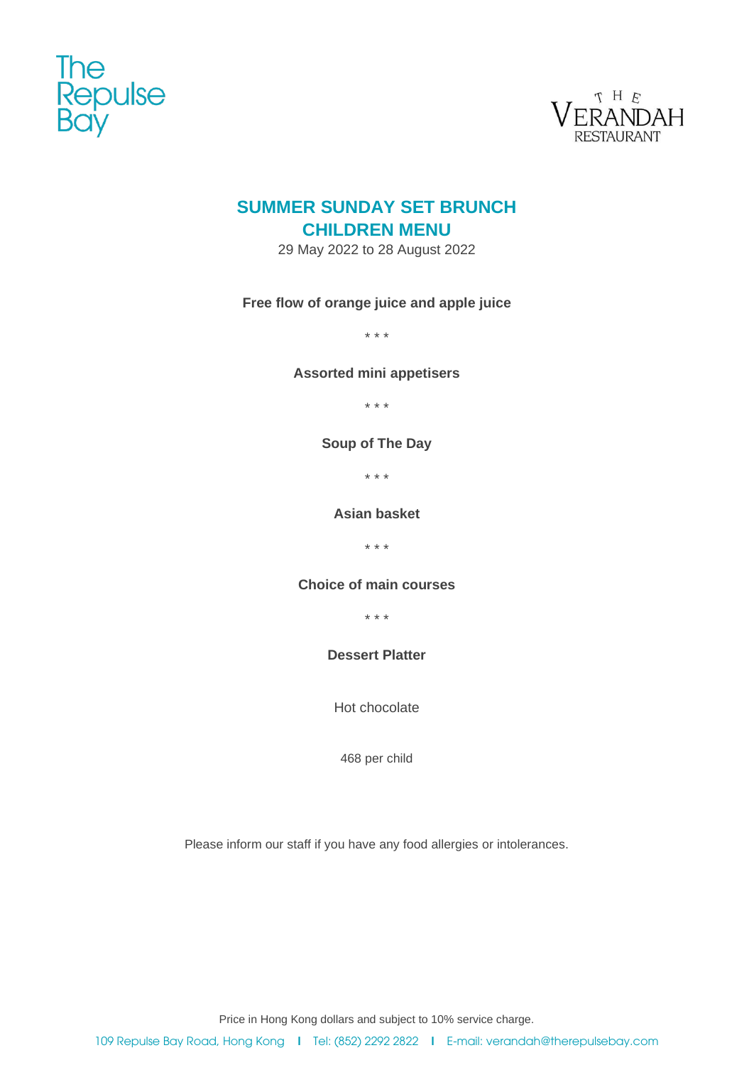The Repulse Bay

THE VERANDAH RESTAURANT

## SUMMER SUNDAY SET BRUNCH
## CHILDREN MENU

29 May 2022 to 28 August 2022

**Free flow of orange juice and apple juice**

* * *

**Assorted mini appetisers**

* * *

**Soup of The Day**

* * *

**Asian basket**

* * *

**Choice of main courses**

* * *

**Dessert Platter**

Hot chocolate

468 per child

Please inform our staff if you have any food allergies or intolerances.

Price in Hong Kong dollars and subject to 10% service charge.

109 Repulse Bay Road, Hong Kong | Tel: (852) 2292 2822 | E-mail: verandah@therepulsebay.com